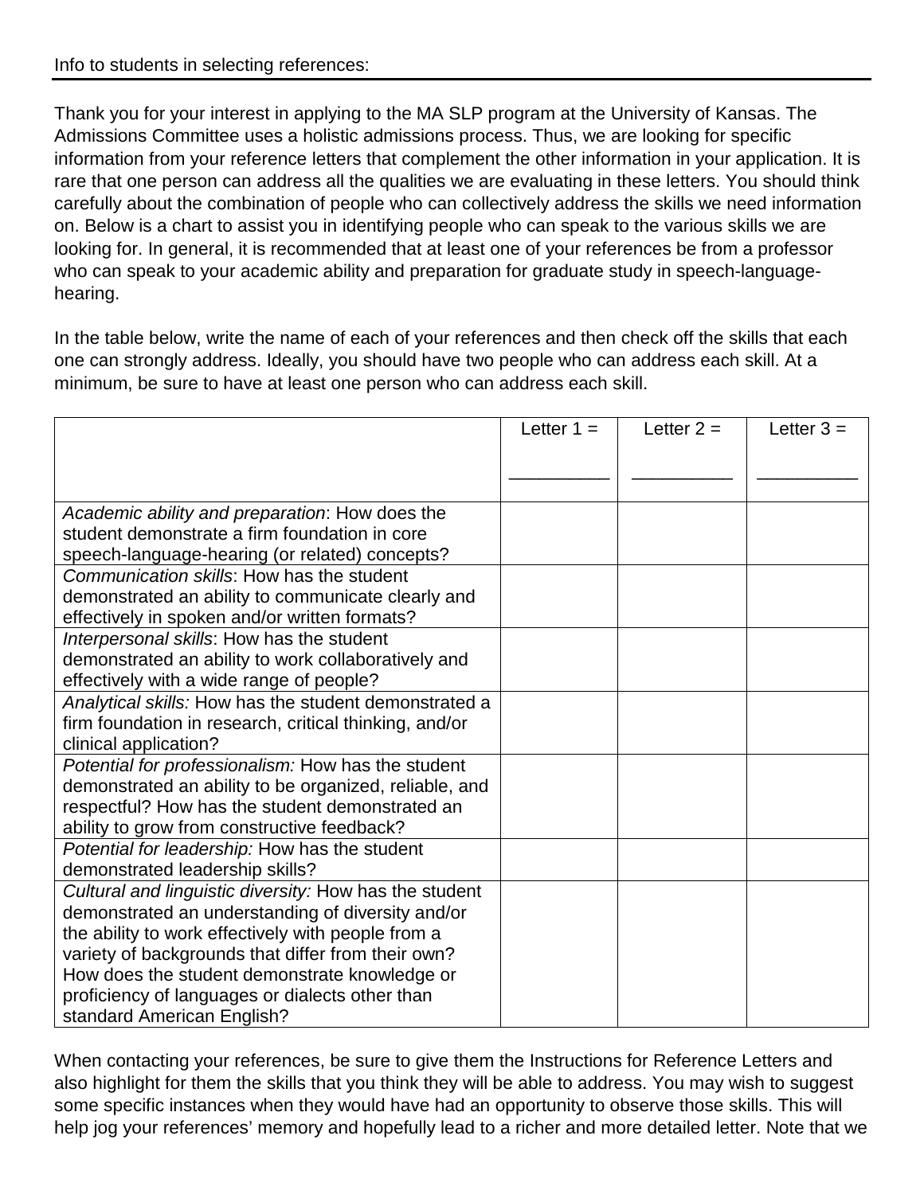Info to students in selecting references:

---

Thank you for your interest in applying to the MA SLP program at the University of Kansas. The Admissions Committee uses a holistic admissions process. Thus, we are looking for specific information from your reference letters that complement the other information in your application. It is rare that one person can address all the qualities we are evaluating in these letters. You should think carefully about the combination of people who can collectively address the skills we need information on. Below is a chart to assist you in identifying people who can speak to the various skills we are looking for. In general, it is recommended that at least one of your references be from a professor who can speak to your academic ability and preparation for graduate study in speech-language-hearing.

In the table below, write the name of each of your references and then check off the skills that each one can strongly address. Ideally, you should have two people who can address each skill. At a minimum, be sure to have at least one person who can address each skill.

| | Letter 1 = __________ | Letter 2 = __________ | Letter 3 = __________ |
|---|---|---|---|
| *Academic ability and preparation*: How does the student demonstrate a firm foundation in core speech-language-hearing (or related) concepts? | | | |
| *Communication skills*: How has the student demonstrated an ability to communicate clearly and effectively in spoken and/or written formats? | | | |
| *Interpersonal skills*: How has the student demonstrated an ability to work collaboratively and effectively with a wide range of people? | | | |
| *Analytical skills:* How has the student demonstrated a firm foundation in research, critical thinking, and/or clinical application? | | | |
| *Potential for professionalism:* How has the student demonstrated an ability to be organized, reliable, and respectful? How has the student demonstrated an ability to grow from constructive feedback? | | | |
| *Potential for leadership:* How has the student demonstrated leadership skills? | | | |
| *Cultural and linguistic diversity:* How has the student demonstrated an understanding of diversity and/or the ability to work effectively with people from a variety of backgrounds that differ from their own? How does the student demonstrate knowledge or proficiency of languages or dialects other than standard American English? | | | |

When contacting your references, be sure to give them the Instructions for Reference Letters and also highlight for them the skills that you think they will be able to address. You may wish to suggest some specific instances when they would have had an opportunity to observe those skills. This will help jog your references' memory and hopefully lead to a richer and more detailed letter. Note that we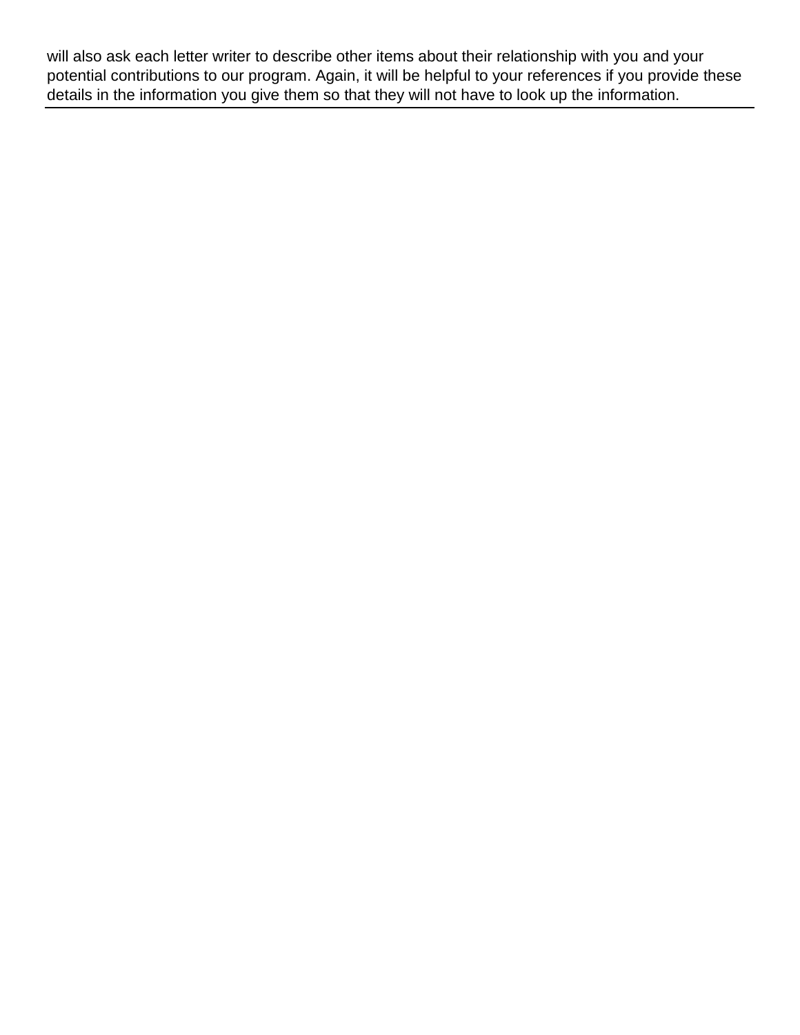will also ask each letter writer to describe other items about their relationship with you and your potential contributions to our program. Again, it will be helpful to your references if you provide these details in the information you give them so that they will not have to look up the information.

---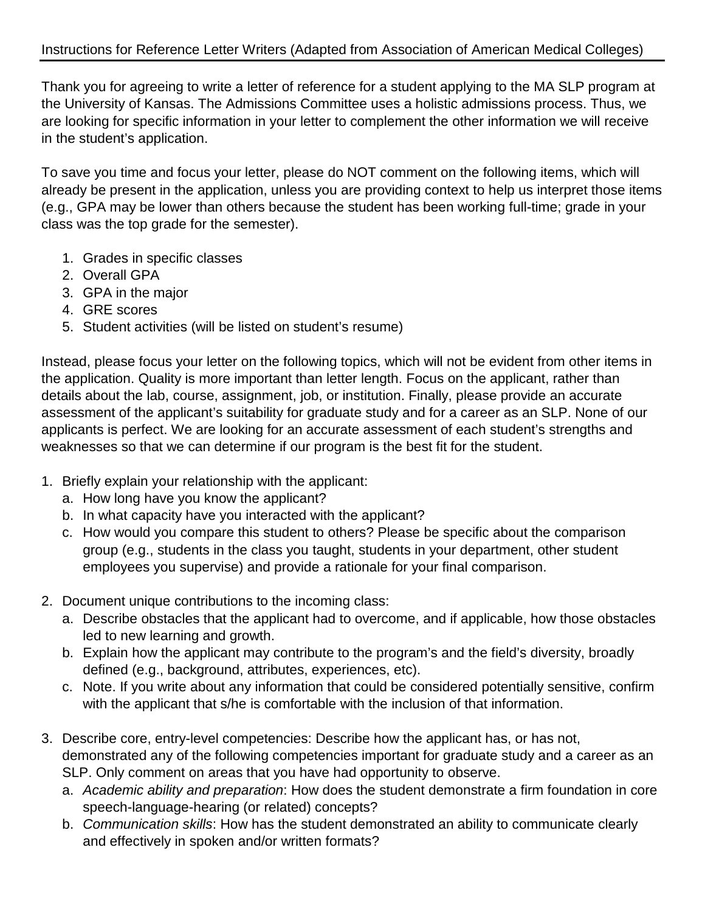## Instructions for Reference Letter Writers (Adapted from Association of American Medical Colleges)

Thank you for agreeing to write a letter of reference for a student applying to the MA SLP program at the University of Kansas. The Admissions Committee uses a holistic admissions process. Thus, we are looking for specific information in your letter to complement the other information we will receive in the student's application.

To save you time and focus your letter, please do NOT comment on the following items, which will already be present in the application, unless you are providing context to help us interpret those items (e.g., GPA may be lower than others because the student has been working full-time; grade in your class was the top grade for the semester).

1. Grades in specific classes
2. Overall GPA
3. GPA in the major
4. GRE scores
5. Student activities (will be listed on student's resume)

Instead, please focus your letter on the following topics, which will not be evident from other items in the application. Quality is more important than letter length. Focus on the applicant, rather than details about the lab, course, assignment, job, or institution. Finally, please provide an accurate assessment of the applicant's suitability for graduate study and for a career as an SLP. None of our applicants is perfect. We are looking for an accurate assessment of each student's strengths and weaknesses so that we can determine if our program is the best fit for the student.

1. Briefly explain your relationship with the applicant:
   a. How long have you know the applicant?
   b. In what capacity have you interacted with the applicant?
   c. How would you compare this student to others? Please be specific about the comparison group (e.g., students in the class you taught, students in your department, other student employees you supervise) and provide a rationale for your final comparison.

2. Document unique contributions to the incoming class:
   a. Describe obstacles that the applicant had to overcome, and if applicable, how those obstacles led to new learning and growth.
   b. Explain how the applicant may contribute to the program's and the field's diversity, broadly defined (e.g., background, attributes, experiences, etc).
   c. Note. If you write about any information that could be considered potentially sensitive, confirm with the applicant that s/he is comfortable with the inclusion of that information.

3. Describe core, entry-level competencies: Describe how the applicant has, or has not, demonstrated any of the following competencies important for graduate study and a career as an SLP. Only comment on areas that you have had opportunity to observe.
   a. *Academic ability and preparation*: How does the student demonstrate a firm foundation in core speech-language-hearing (or related) concepts?
   b. *Communication skills*: How has the student demonstrated an ability to communicate clearly and effectively in spoken and/or written formats?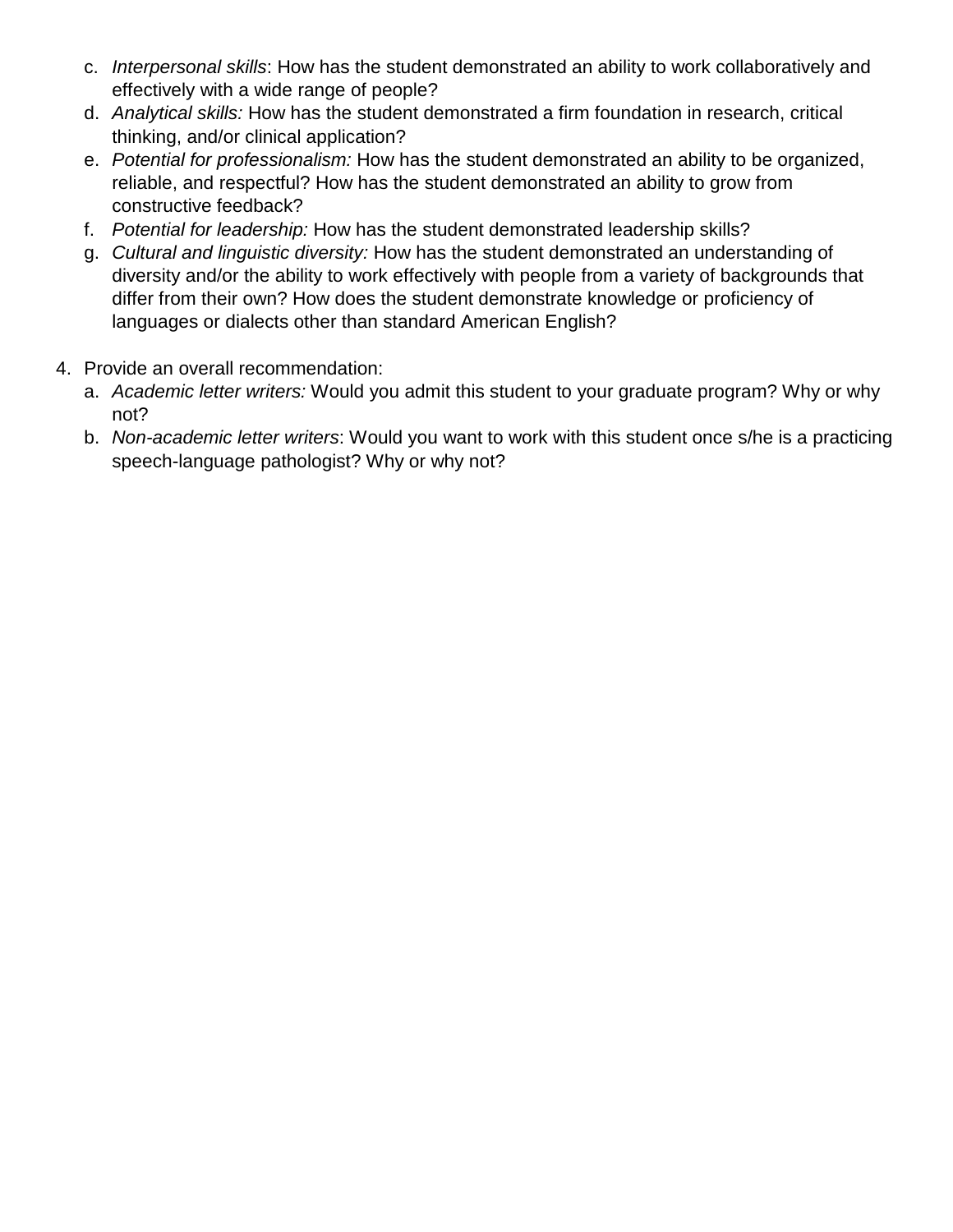c. *Interpersonal skills*: How has the student demonstrated an ability to work collaboratively and effectively with a wide range of people?
d. *Analytical skills:* How has the student demonstrated a firm foundation in research, critical thinking, and/or clinical application?
e. *Potential for professionalism:* How has the student demonstrated an ability to be organized, reliable, and respectful? How has the student demonstrated an ability to grow from constructive feedback?
f. *Potential for leadership:* How has the student demonstrated leadership skills?
g. *Cultural and linguistic diversity:* How has the student demonstrated an understanding of diversity and/or the ability to work effectively with people from a variety of backgrounds that differ from their own? How does the student demonstrate knowledge or proficiency of languages or dialects other than standard American English?

4. Provide an overall recommendation:
   a. *Academic letter writers:* Would you admit this student to your graduate program? Why or why not?
   b. *Non-academic letter writers*: Would you want to work with this student once s/he is a practicing speech-language pathologist? Why or why not?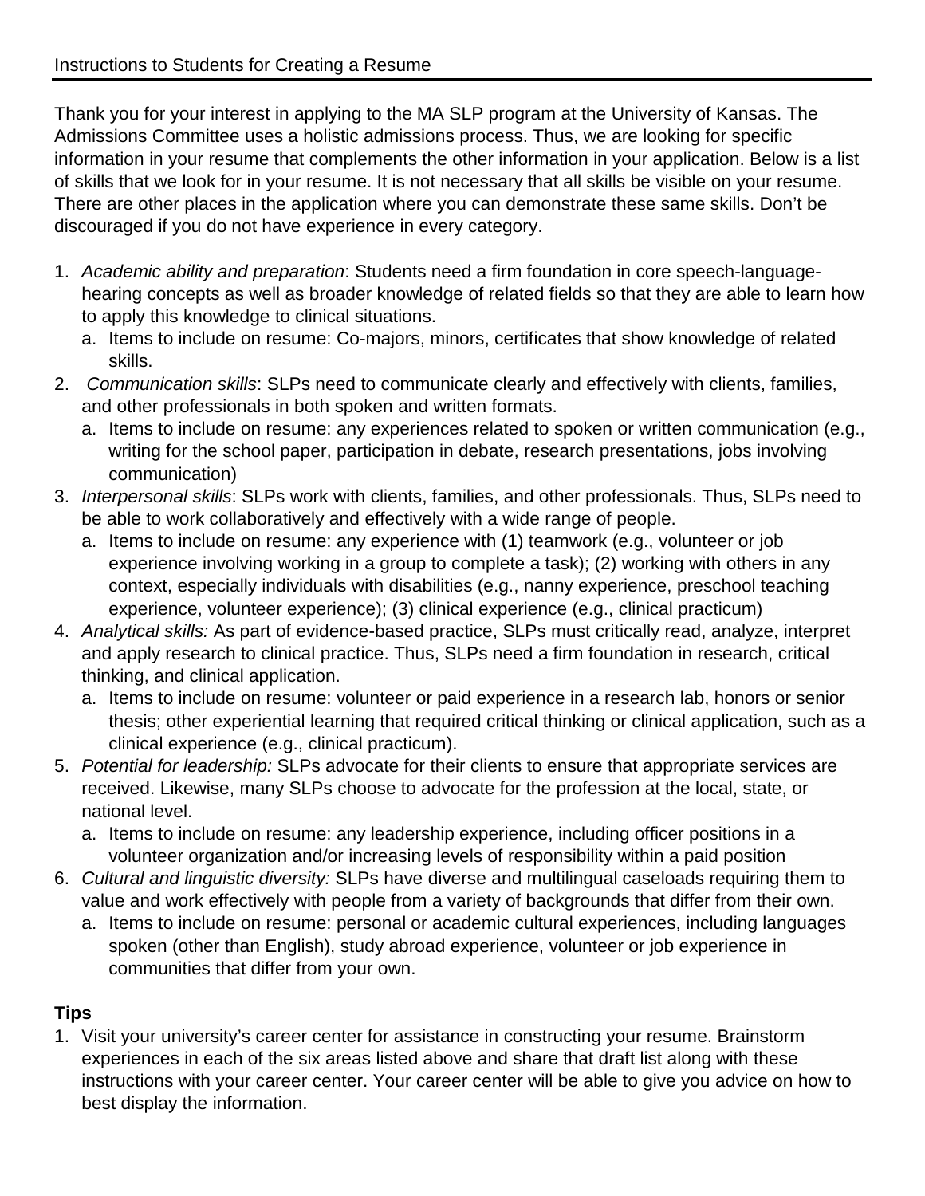Instructions to Students for Creating a Resume

Thank you for your interest in applying to the MA SLP program at the University of Kansas. The Admissions Committee uses a holistic admissions process. Thus, we are looking for specific information in your resume that complements the other information in your application. Below is a list of skills that we look for in your resume. It is not necessary that all skills be visible on your resume. There are other places in the application where you can demonstrate these same skills. Don't be discouraged if you do not have experience in every category.

1. *Academic ability and preparation*: Students need a firm foundation in core speech-language-hearing concepts as well as broader knowledge of related fields so that they are able to learn how to apply this knowledge to clinical situations.
   a. Items to include on resume: Co-majors, minors, certificates that show knowledge of related skills.
2. *Communication skills*: SLPs need to communicate clearly and effectively with clients, families, and other professionals in both spoken and written formats.
   a. Items to include on resume: any experiences related to spoken or written communication (e.g., writing for the school paper, participation in debate, research presentations, jobs involving communication)
3. *Interpersonal skills*: SLPs work with clients, families, and other professionals. Thus, SLPs need to be able to work collaboratively and effectively with a wide range of people.
   a. Items to include on resume: any experience with (1) teamwork (e.g., volunteer or job experience involving working in a group to complete a task); (2) working with others in any context, especially individuals with disabilities (e.g., nanny experience, preschool teaching experience, volunteer experience); (3) clinical experience (e.g., clinical practicum)
4. *Analytical skills:* As part of evidence-based practice, SLPs must critically read, analyze, interpret and apply research to clinical practice. Thus, SLPs need a firm foundation in research, critical thinking, and clinical application.
   a. Items to include on resume: volunteer or paid experience in a research lab, honors or senior thesis; other experiential learning that required critical thinking or clinical application, such as a clinical experience (e.g., clinical practicum).
5. *Potential for leadership:* SLPs advocate for their clients to ensure that appropriate services are received. Likewise, many SLPs choose to advocate for the profession at the local, state, or national level.
   a. Items to include on resume: any leadership experience, including officer positions in a volunteer organization and/or increasing levels of responsibility within a paid position
6. *Cultural and linguistic diversity:* SLPs have diverse and multilingual caseloads requiring them to value and work effectively with people from a variety of backgrounds that differ from their own.
   a. Items to include on resume: personal or academic cultural experiences, including languages spoken (other than English), study abroad experience, volunteer or job experience in communities that differ from your own.

**Tips**

1. Visit your university's career center for assistance in constructing your resume. Brainstorm experiences in each of the six areas listed above and share that draft list along with these instructions with your career center. Your career center will be able to give you advice on how to best display the information.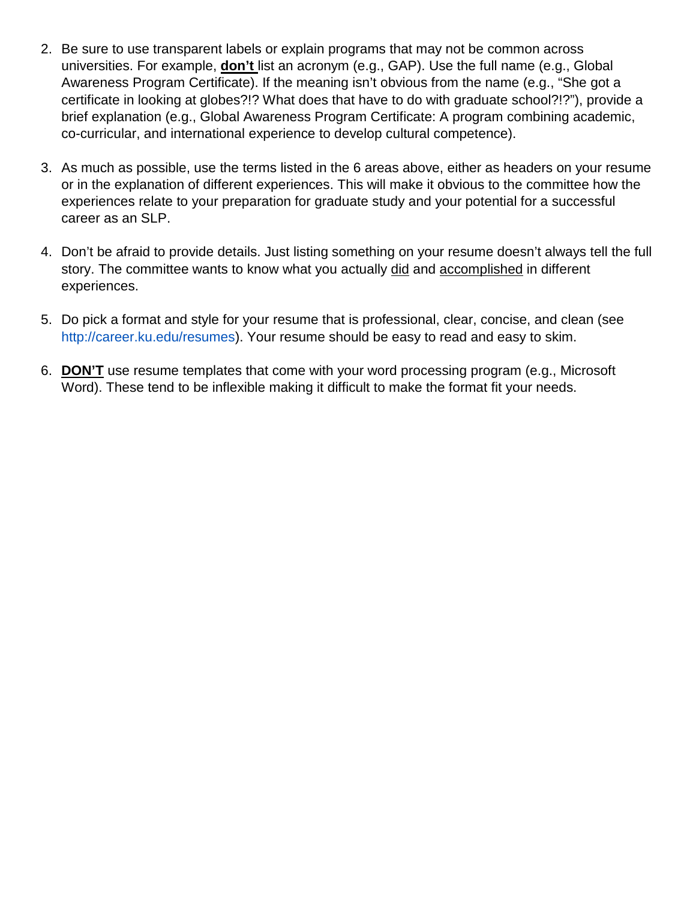2. Be sure to use transparent labels or explain programs that may not be common across universities. For example, **don't** list an acronym (e.g., GAP). Use the full name (e.g., Global Awareness Program Certificate). If the meaning isn't obvious from the name (e.g., "She got a certificate in looking at globes?!? What does that have to do with graduate school?!?"), provide a brief explanation (e.g., Global Awareness Program Certificate: A program combining academic, co-curricular, and international experience to develop cultural competence).

3. As much as possible, use the terms listed in the 6 areas above, either as headers on your resume or in the explanation of different experiences. This will make it obvious to the committee how the experiences relate to your preparation for graduate study and your potential for a successful career as an SLP.

4. Don't be afraid to provide details. Just listing something on your resume doesn't always tell the full story. The committee wants to know what you actually did and accomplished in different experiences.

5. Do pick a format and style for your resume that is professional, clear, concise, and clean (see http://career.ku.edu/resumes). Your resume should be easy to read and easy to skim.

6. **DON'T** use resume templates that come with your word processing program (e.g., Microsoft Word). These tend to be inflexible making it difficult to make the format fit your needs.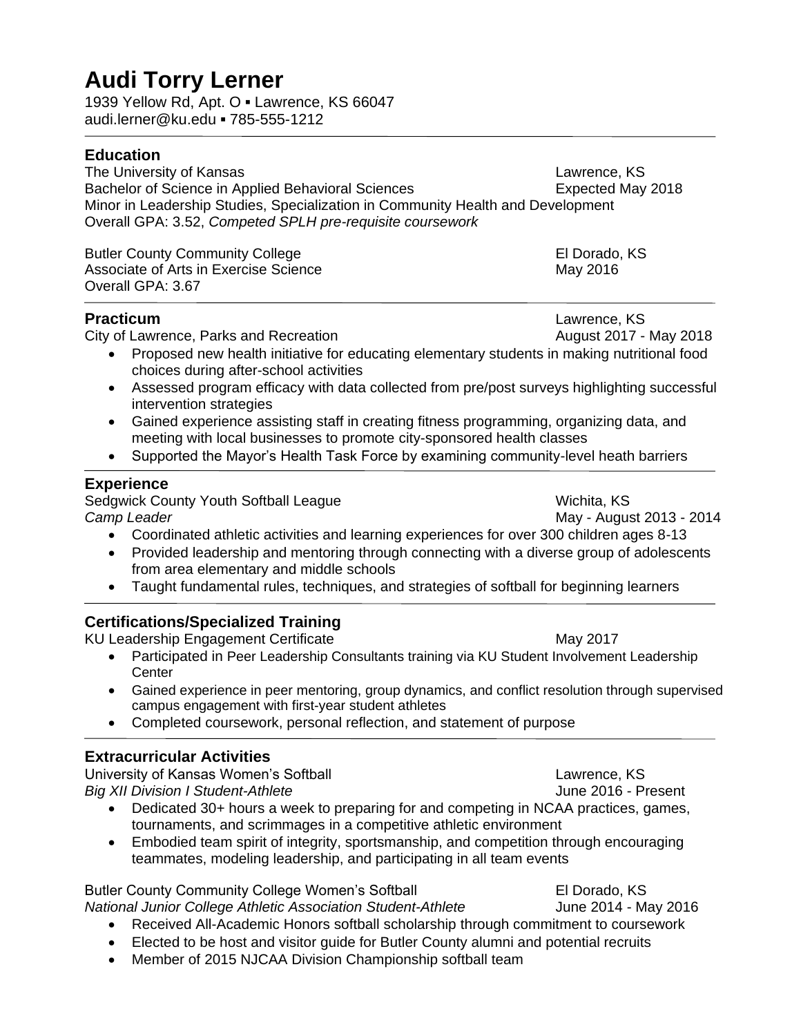# Audi Torry Lerner

1939 Yellow Rd, Apt. O ▪ Lawrence, KS 66047
audi.lerner@ku.edu ▪ 785-555-1212

## Education

The University of Kansas — Lawrence, KS
Bachelor of Science in Applied Behavioral Sciences — Expected May 2018
Minor in Leadership Studies, Specialization in Community Health and Development
Overall GPA: 3.52, *Competed SPLH pre-requisite coursework*

Butler County Community College — El Dorado, KS
Associate of Arts in Exercise Science — May 2016
Overall GPA: 3.67

## Practicum

Lawrence, KS
City of Lawrence, Parks and Recreation — August 2017 - May 2018

- Proposed new health initiative for educating elementary students in making nutritional food choices during after-school activities
- Assessed program efficacy with data collected from pre/post surveys highlighting successful intervention strategies
- Gained experience assisting staff in creating fitness programming, organizing data, and meeting with local businesses to promote city-sponsored health classes
- Supported the Mayor's Health Task Force by examining community-level heath barriers

## Experience

Sedgwick County Youth Softball League — Wichita, KS
*Camp Leader* — May - August 2013 - 2014

- Coordinated athletic activities and learning experiences for over 300 children ages 8-13
- Provided leadership and mentoring through connecting with a diverse group of adolescents from area elementary and middle schools
- Taught fundamental rules, techniques, and strategies of softball for beginning learners

## Certifications/Specialized Training

KU Leadership Engagement Certificate — May 2017

- Participated in Peer Leadership Consultants training via KU Student Involvement Leadership Center
- Gained experience in peer mentoring, group dynamics, and conflict resolution through supervised campus engagement with first-year student athletes
- Completed coursework, personal reflection, and statement of purpose

## Extracurricular Activities

University of Kansas Women's Softball — Lawrence, KS
*Big XII Division I Student-Athlete* — June 2016 - Present

- Dedicated 30+ hours a week to preparing for and competing in NCAA practices, games, tournaments, and scrimmages in a competitive athletic environment
- Embodied team spirit of integrity, sportsmanship, and competition through encouraging teammates, modeling leadership, and participating in all team events

Butler County Community College Women's Softball — El Dorado, KS
*National Junior College Athletic Association Student-Athlete* — June 2014 - May 2016

- Received All-Academic Honors softball scholarship through commitment to coursework
- Elected to be host and visitor guide for Butler County alumni and potential recruits
- Member of 2015 NJCAA Division Championship softball team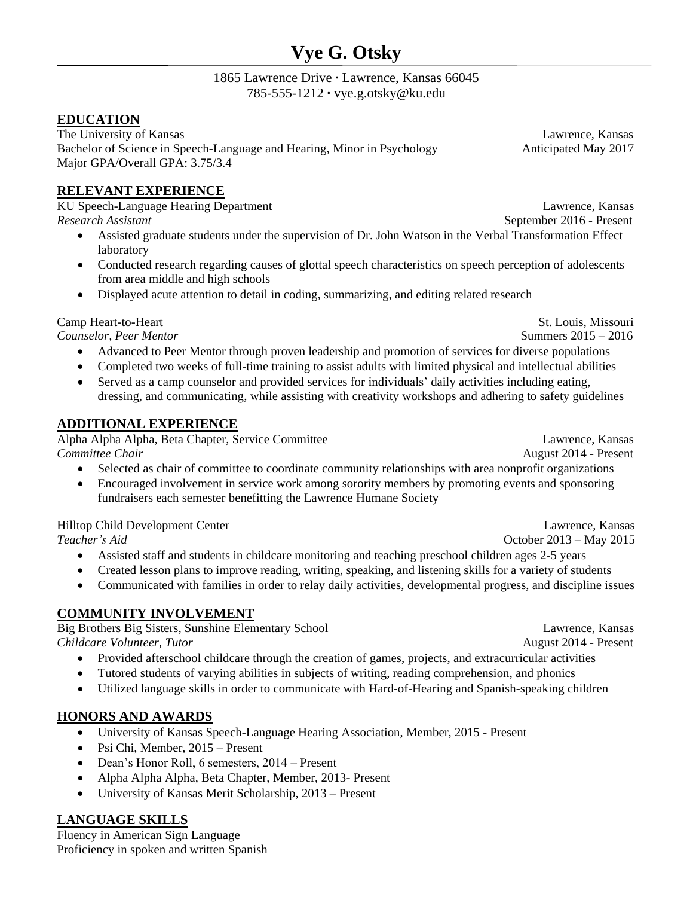# Vye G. Otsky

1865 Lawrence Drive · Lawrence, Kansas 66045
785-555-1212 · vye.g.otsky@ku.edu

## EDUCATION

The University of Kansas — Lawrence, Kansas
Bachelor of Science in Speech-Language and Hearing, Minor in Psychology — Anticipated May 2017
Major GPA/Overall GPA: 3.75/3.4

## RELEVANT EXPERIENCE

KU Speech-Language Hearing Department — Lawrence, Kansas
*Research Assistant* — September 2016 - Present

- Assisted graduate students under the supervision of Dr. John Watson in the Verbal Transformation Effect laboratory
- Conducted research regarding causes of glottal speech characteristics on speech perception of adolescents from area middle and high schools
- Displayed acute attention to detail in coding, summarizing, and editing related research

Camp Heart-to-Heart — St. Louis, Missouri
*Counselor, Peer Mentor* — Summers 2015 – 2016

- Advanced to Peer Mentor through proven leadership and promotion of services for diverse populations
- Completed two weeks of full-time training to assist adults with limited physical and intellectual abilities
- Served as a camp counselor and provided services for individuals' daily activities including eating, dressing, and communicating, while assisting with creativity workshops and adhering to safety guidelines

## ADDITIONAL EXPERIENCE

Alpha Alpha Alpha, Beta Chapter, Service Committee — Lawrence, Kansas
*Committee Chair* — August 2014 - Present

- Selected as chair of committee to coordinate community relationships with area nonprofit organizations
- Encouraged involvement in service work among sorority members by promoting events and sponsoring fundraisers each semester benefitting the Lawrence Humane Society

Hilltop Child Development Center — Lawrence, Kansas
*Teacher's Aid* — October 2013 – May 2015

- Assisted staff and students in childcare monitoring and teaching preschool children ages 2-5 years
- Created lesson plans to improve reading, writing, speaking, and listening skills for a variety of students
- Communicated with families in order to relay daily activities, developmental progress, and discipline issues

## COMMUNITY INVOLVEMENT

Big Brothers Big Sisters, Sunshine Elementary School — Lawrence, Kansas
*Childcare Volunteer, Tutor* — August 2014 - Present

- Provided afterschool childcare through the creation of games, projects, and extracurricular activities
- Tutored students of varying abilities in subjects of writing, reading comprehension, and phonics
- Utilized language skills in order to communicate with Hard-of-Hearing and Spanish-speaking children

## HONORS AND AWARDS

- University of Kansas Speech-Language Hearing Association, Member, 2015 - Present
- Psi Chi, Member, 2015 – Present
- Dean's Honor Roll, 6 semesters, 2014 – Present
- Alpha Alpha Alpha, Beta Chapter, Member, 2013- Present
- University of Kansas Merit Scholarship, 2013 – Present

## LANGUAGE SKILLS

Fluency in American Sign Language
Proficiency in spoken and written Spanish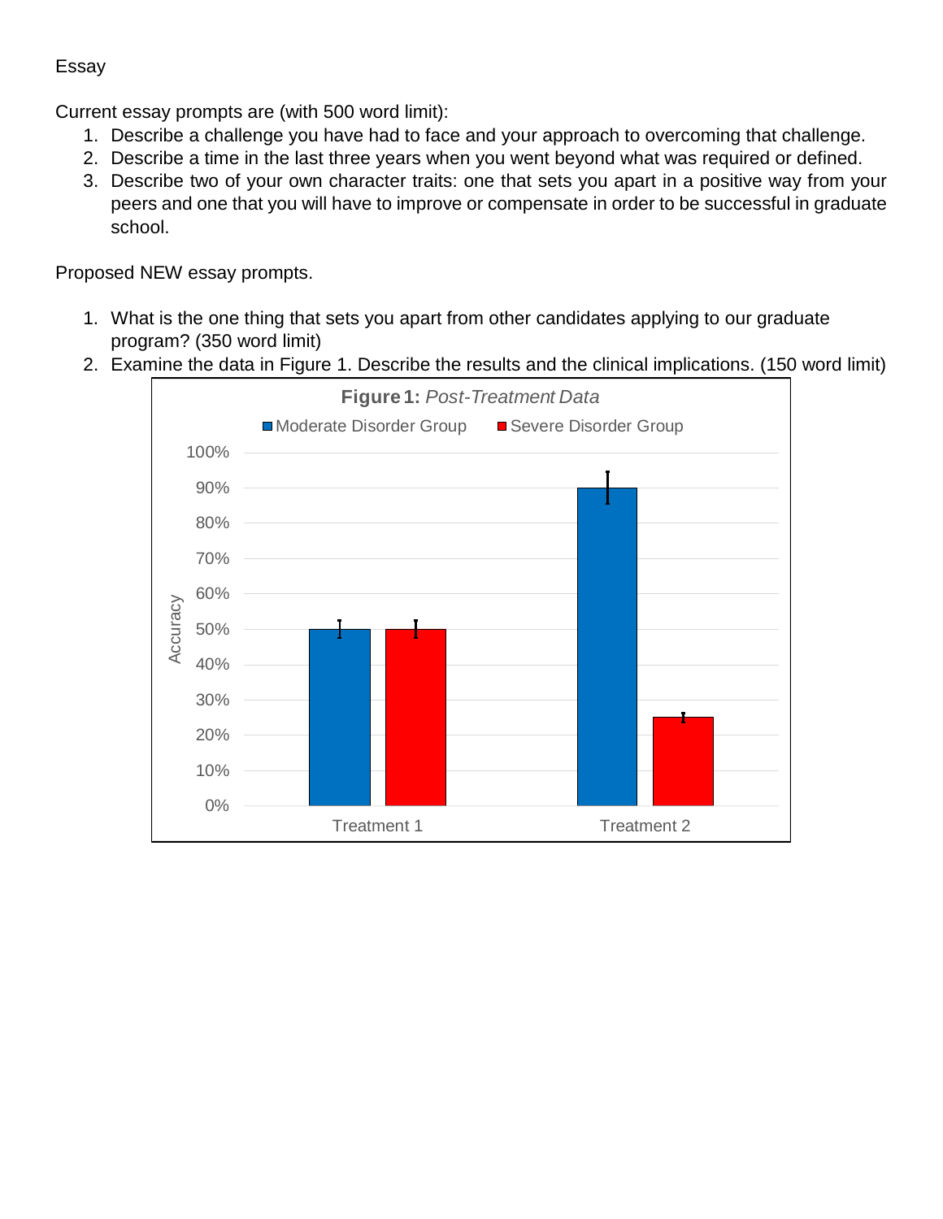Essay

Current essay prompts are (with 500 word limit):

1. Describe a challenge you have had to face and your approach to overcoming that challenge.
2. Describe a time in the last three years when you went beyond what was required or defined.
3. Describe two of your own character traits: one that sets you apart in a positive way from your peers and one that you will have to improve or compensate in order to be successful in graduate school.

Proposed NEW essay prompts.

1. What is the one thing that sets you apart from other candidates applying to our graduate program? (350 word limit)
2. Examine the data in Figure 1. Describe the results and the clinical implications. (150 word limit)

**Figure 1:** *Post-Treatment Data*

| | Moderate Disorder Group | Severe Disorder Group |
|---|---|---|
| Treatment 1 | 50% | 50% |
| Treatment 2 | 90% | 25% |

Accuracy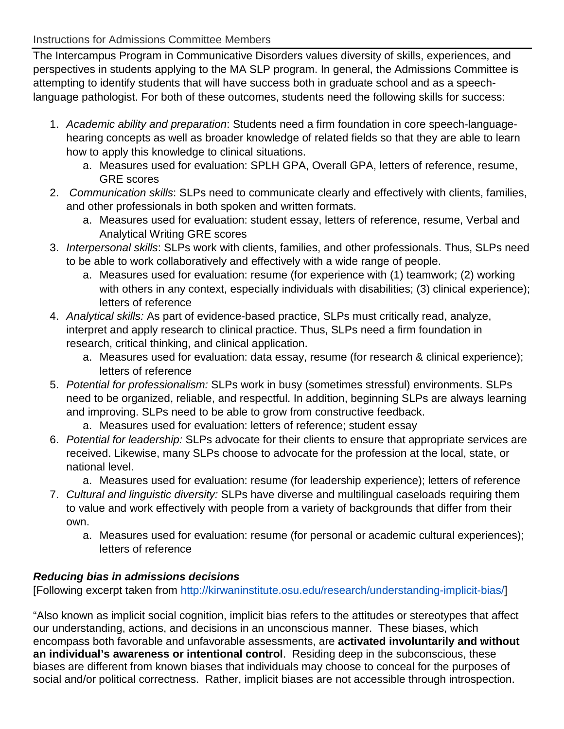Instructions for Admissions Committee Members

The Intercampus Program in Communicative Disorders values diversity of skills, experiences, and perspectives in students applying to the MA SLP program. In general, the Admissions Committee is attempting to identify students that will have success both in graduate school and as a speech-language pathologist. For both of these outcomes, students need the following skills for success:

1. *Academic ability and preparation*: Students need a firm foundation in core speech-language-hearing concepts as well as broader knowledge of related fields so that they are able to learn how to apply this knowledge to clinical situations.
    a. Measures used for evaluation: SPLH GPA, Overall GPA, letters of reference, resume, GRE scores
2. *Communication skills*: SLPs need to communicate clearly and effectively with clients, families, and other professionals in both spoken and written formats.
    a. Measures used for evaluation: student essay, letters of reference, resume, Verbal and Analytical Writing GRE scores
3. *Interpersonal skills*: SLPs work with clients, families, and other professionals. Thus, SLPs need to be able to work collaboratively and effectively with a wide range of people.
    a. Measures used for evaluation: resume (for experience with (1) teamwork; (2) working with others in any context, especially individuals with disabilities; (3) clinical experience); letters of reference
4. *Analytical skills:* As part of evidence-based practice, SLPs must critically read, analyze, interpret and apply research to clinical practice. Thus, SLPs need a firm foundation in research, critical thinking, and clinical application.
    a. Measures used for evaluation: data essay, resume (for research & clinical experience); letters of reference
5. *Potential for professionalism:* SLPs work in busy (sometimes stressful) environments. SLPs need to be organized, reliable, and respectful. In addition, beginning SLPs are always learning and improving. SLPs need to be able to grow from constructive feedback.
    a. Measures used for evaluation: letters of reference; student essay
6. *Potential for leadership:* SLPs advocate for their clients to ensure that appropriate services are received. Likewise, many SLPs choose to advocate for the profession at the local, state, or national level.
    a. Measures used for evaluation: resume (for leadership experience); letters of reference
7. *Cultural and linguistic diversity:* SLPs have diverse and multilingual caseloads requiring them to value and work effectively with people from a variety of backgrounds that differ from their own.
    a. Measures used for evaluation: resume (for personal or academic cultural experiences); letters of reference

***Reducing bias in admissions decisions***

[Following excerpt taken from http://kirwaninstitute.osu.edu/research/understanding-implicit-bias/]

"Also known as implicit social cognition, implicit bias refers to the attitudes or stereotypes that affect our understanding, actions, and decisions in an unconscious manner. These biases, which encompass both favorable and unfavorable assessments, are **activated involuntarily and without an individual's awareness or intentional control**. Residing deep in the subconscious, these biases are different from known biases that individuals may choose to conceal for the purposes of social and/or political correctness. Rather, implicit biases are not accessible through introspection.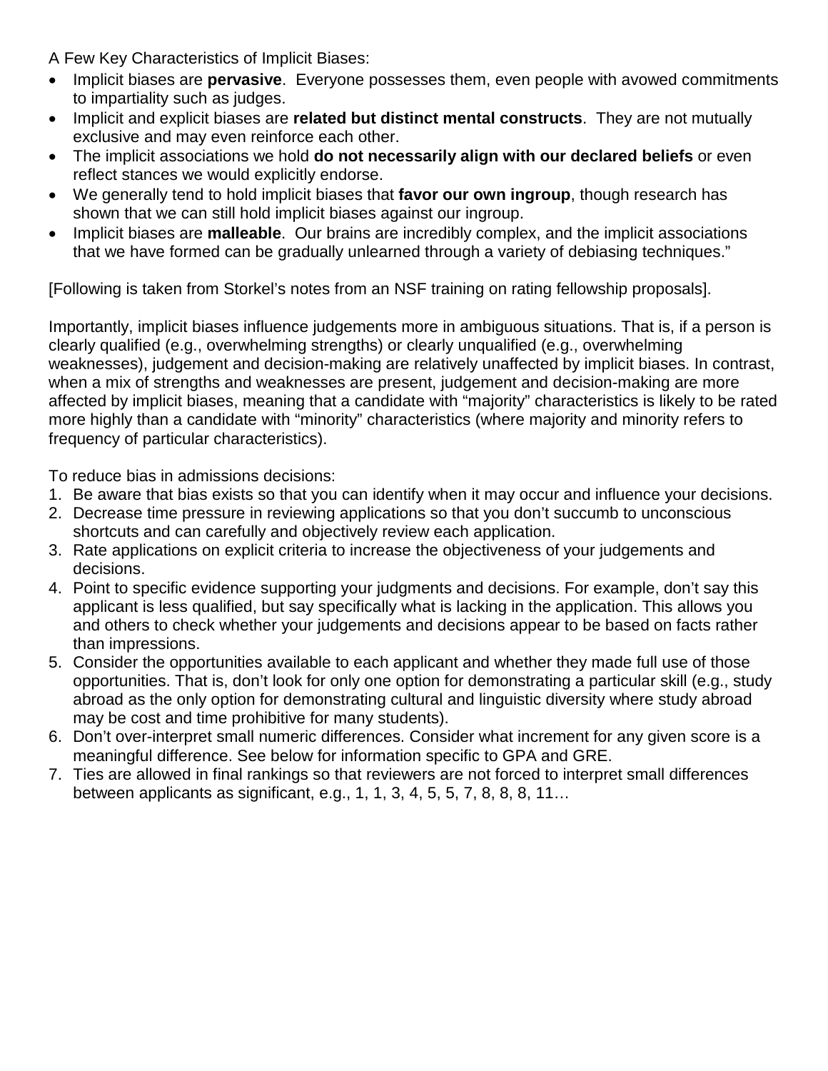A Few Key Characteristics of Implicit Biases:

- Implicit biases are **pervasive**. Everyone possesses them, even people with avowed commitments to impartiality such as judges.
- Implicit and explicit biases are **related but distinct mental constructs**. They are not mutually exclusive and may even reinforce each other.
- The implicit associations we hold **do not necessarily align with our declared beliefs** or even reflect stances we would explicitly endorse.
- We generally tend to hold implicit biases that **favor our own ingroup**, though research has shown that we can still hold implicit biases against our ingroup.
- Implicit biases are **malleable**. Our brains are incredibly complex, and the implicit associations that we have formed can be gradually unlearned through a variety of debiasing techniques."

[Following is taken from Storkel's notes from an NSF training on rating fellowship proposals].

Importantly, implicit biases influence judgements more in ambiguous situations. That is, if a person is clearly qualified (e.g., overwhelming strengths) or clearly unqualified (e.g., overwhelming weaknesses), judgement and decision-making are relatively unaffected by implicit biases. In contrast, when a mix of strengths and weaknesses are present, judgement and decision-making are more affected by implicit biases, meaning that a candidate with "majority" characteristics is likely to be rated more highly than a candidate with "minority" characteristics (where majority and minority refers to frequency of particular characteristics).

To reduce bias in admissions decisions:

1. Be aware that bias exists so that you can identify when it may occur and influence your decisions.
2. Decrease time pressure in reviewing applications so that you don't succumb to unconscious shortcuts and can carefully and objectively review each application.
3. Rate applications on explicit criteria to increase the objectiveness of your judgements and decisions.
4. Point to specific evidence supporting your judgments and decisions. For example, don't say this applicant is less qualified, but say specifically what is lacking in the application. This allows you and others to check whether your judgements and decisions appear to be based on facts rather than impressions.
5. Consider the opportunities available to each applicant and whether they made full use of those opportunities. That is, don't look for only one option for demonstrating a particular skill (e.g., study abroad as the only option for demonstrating cultural and linguistic diversity where study abroad may be cost and time prohibitive for many students).
6. Don't over-interpret small numeric differences. Consider what increment for any given score is a meaningful difference. See below for information specific to GPA and GRE.
7. Ties are allowed in final rankings so that reviewers are not forced to interpret small differences between applicants as significant, e.g., 1, 1, 3, 4, 5, 5, 7, 8, 8, 8, 11…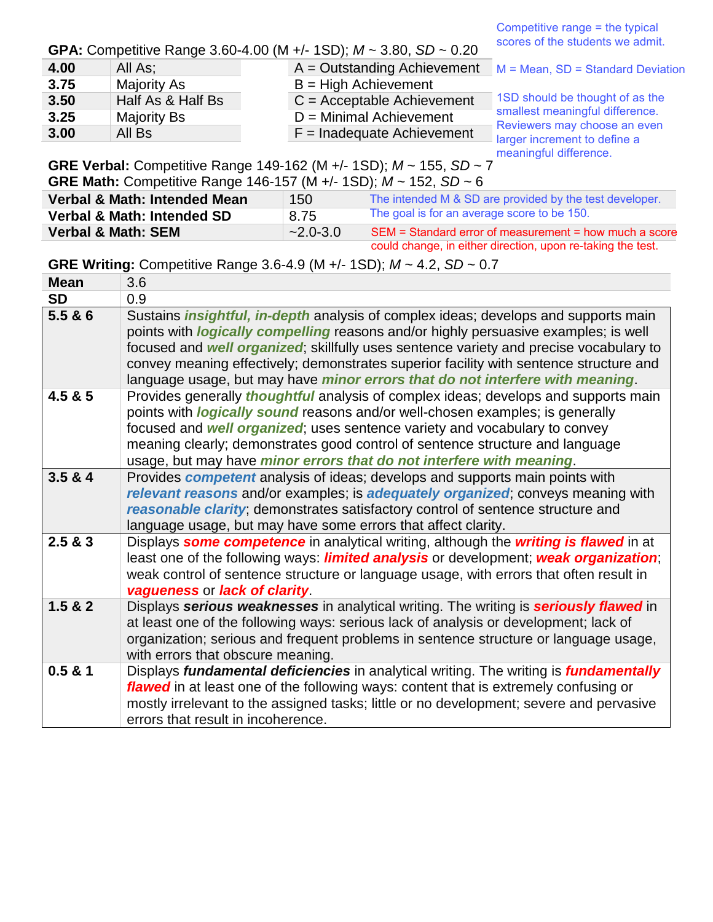Competitive range = the typical scores of the students we admit.

M = Mean, SD = Standard Deviation

1SD should be thought of as the smallest meaningful difference. Reviewers may choose an even larger increment to define a meaningful difference.

**GPA:** Competitive Range 3.60-4.00 (M +/- 1SD); *M* ~ 3.80, *SD* ~ 0.20

| | | |
|---|---|---|
| **4.00** | All As; | A = Outstanding Achievement |
| **3.75** | Majority As | B = High Achievement |
| **3.50** | Half As & Half Bs | C = Acceptable Achievement |
| **3.25** | Majority Bs | D = Minimal Achievement |
| **3.00** | All Bs | F = Inadequate Achievement |

**GRE Verbal:** Competitive Range 149-162 (M +/- 1SD); *M* ~ 155, *SD* ~ 7
**GRE Math:** Competitive Range 146-157 (M +/- 1SD); *M* ~ 152, *SD* ~ 6

| | | |
|---|---|---|
| **Verbal & Math: Intended Mean** | 150 | The intended M & SD are provided by the test developer. |
| **Verbal & Math: Intended SD** | 8.75 | The goal is for an average score to be 150. |
| **Verbal & Math: SEM** | ~2.0-3.0 | SEM = Standard error of measurement = how much a score could change, in either direction, upon re-taking the test. |

**GRE Writing:** Competitive Range 3.6-4.9 (M +/- 1SD); *M* ~ 4.2, *SD* ~ 0.7

| | |
|---|---|
| **Mean** | 3.6 |
| **SD** | 0.9 |
| **5.5 & 6** | Sustains ***insightful, in-depth*** analysis of complex ideas; develops and supports main points with ***logically compelling*** reasons and/or highly persuasive examples; is well focused and ***well organized***; skillfully uses sentence variety and precise vocabulary to convey meaning effectively; demonstrates superior facility with sentence structure and language usage, but may have ***minor errors that do not interfere with meaning***. |
| **4.5 & 5** | Provides generally ***thoughtful*** analysis of complex ideas; develops and supports main points with ***logically sound*** reasons and/or well-chosen examples; is generally focused and ***well organized***; uses sentence variety and vocabulary to convey meaning clearly; demonstrates good control of sentence structure and language usage, but may have ***minor errors that do not interfere with meaning***. |
| **3.5 & 4** | Provides ***competent*** analysis of ideas; develops and supports main points with ***relevant reasons*** and/or examples; is ***adequately organized***; conveys meaning with ***reasonable clarity***; demonstrates satisfactory control of sentence structure and language usage, but may have some errors that affect clarity. |
| **2.5 & 3** | Displays ***some competence*** in analytical writing, although the ***writing is flawed*** in at least one of the following ways: ***limited analysis*** or development; ***weak organization***; weak control of sentence structure or language usage, with errors that often result in ***vagueness*** or ***lack of clarity***. |
| **1.5 & 2** | Displays ***serious weaknesses*** in analytical writing. The writing is ***seriously flawed*** in at least one of the following ways: serious lack of analysis or development; lack of organization; serious and frequent problems in sentence structure or language usage, with errors that obscure meaning. |
| **0.5 & 1** | Displays ***fundamental deficiencies*** in analytical writing. The writing is ***fundamentally flawed*** in at least one of the following ways: content that is extremely confusing or mostly irrelevant to the assigned tasks; little or no development; severe and pervasive errors that result in incoherence. |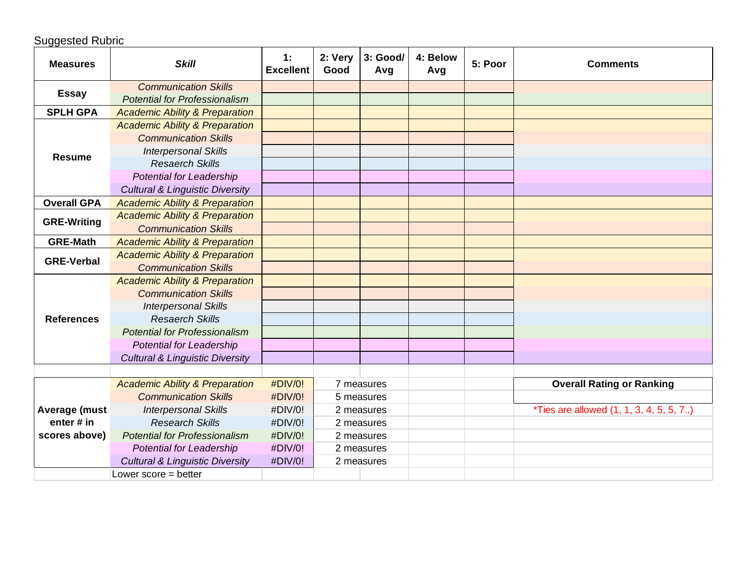Suggested Rubric

| **Measures** | ***Skill*** | **1: Excellent** | **2: Very Good** | **3: Good/ Avg** | **4: Below Avg** | **5: Poor** | **Comments** |
|---|---|---|---|---|---|---|---|
| **Essay** | *Communication Skills* | | | | | | |
| | *Potential for Professionalism* | | | | | | |
| **SPLH GPA** | *Academic Ability & Preparation* | | | | | | |
| **Resume** | *Academic Ability & Preparation* | | | | | | |
| | *Communication Skills* | | | | | | |
| | *Interpersonal Skills* | | | | | | |
| | *Resaerch Skills* | | | | | | |
| | *Potential for Leadership* | | | | | | |
| | *Cultural & Linguistic Diversity* | | | | | | |
| **Overall GPA** | *Academic Ability & Preparation* | | | | | | |
| **GRE-Writing** | *Academic Ability & Preparation* | | | | | | |
| | *Communication Skills* | | | | | | |
| **GRE-Math** | *Academic Ability & Preparation* | | | | | | |
| **GRE-Verbal** | *Academic Ability & Preparation* | | | | | | |
| | *Communication Skills* | | | | | | |
| **References** | *Academic Ability & Preparation* | | | | | | |
| | *Communication Skills* | | | | | | |
| | *Interpersonal Skills* | | | | | | |
| | *Resaerch Skills* | | | | | | |
| | *Potential for Professionalism* | | | | | | |
| | *Potential for Leadership* | | | | | | |
| | *Cultural & Linguistic Diversity* | | | | | | |

| | | | | | | | |
|---|---|---|---|---|---|---|---|
| **Average (must enter # in scores above)** | *Academic Ability & Preparation* | #DIV/0! | 7 measures | | | | **Overall Rating or Ranking** |
| | *Communication Skills* | #DIV/0! | 5 measures | | | | |
| | *Interpersonal Skills* | #DIV/0! | 2 measures | | | | *Ties are allowed (1, 1, 3, 4, 5, 5, 7..) |
| | *Research Skills* | #DIV/0! | 2 measures | | | | |
| | *Potential for Professionalism* | #DIV/0! | 2 measures | | | | |
| | *Potential for Leadership* | #DIV/0! | 2 measures | | | | |
| | *Cultural & Linguistic Diversity* | #DIV/0! | 2 measures | | | | |
| | Lower score = better | | | | | | |